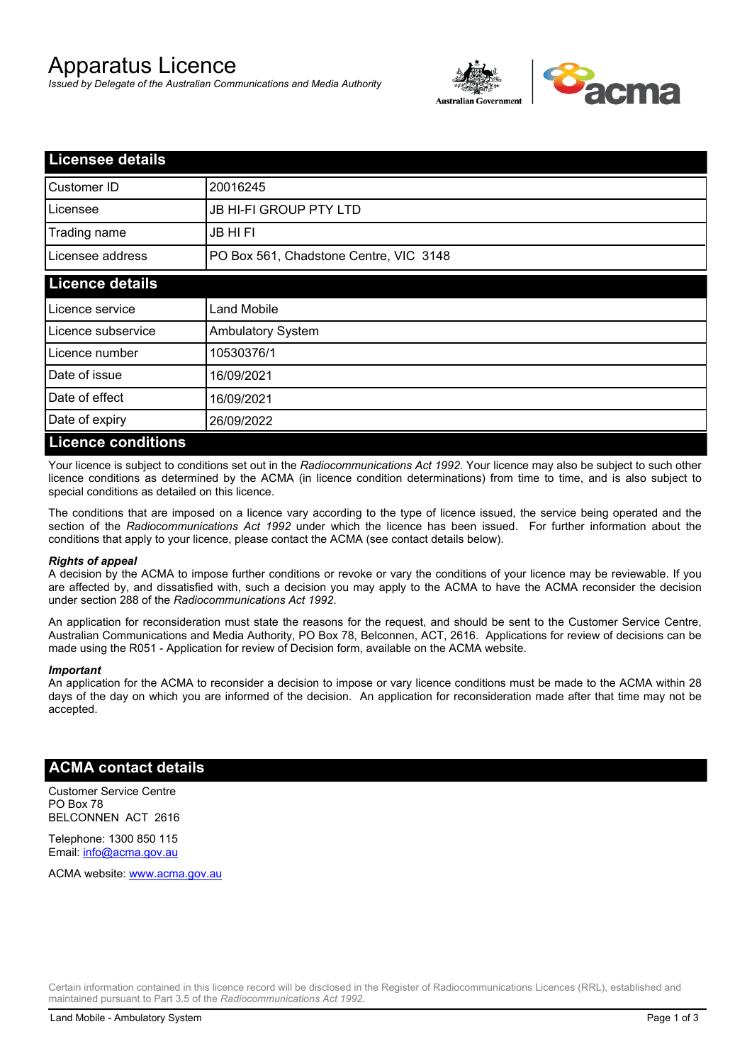# Apparatus Licence

*Issued by Delegate of the Australian Communications and Media Authority*

## Licensee details

| | |
|---|---|
| Customer ID | 20016245 |
| Licensee | JB HI-FI GROUP PTY LTD |
| Trading name | JB HI FI |
| Licensee address | PO Box 561, Chadstone Centre, VIC 3148 |

## Licence details

| | |
|---|---|
| Licence service | Land Mobile |
| Licence subservice | Ambulatory System |
| Licence number | 10530376/1 |
| Date of issue | 16/09/2021 |
| Date of effect | 16/09/2021 |
| Date of expiry | 26/09/2022 |

## Licence conditions

Your licence is subject to conditions set out in the *Radiocommunications Act 1992*. Your licence may also be subject to such other licence conditions as determined by the ACMA (in licence condition determinations) from time to time, and is also subject to special conditions as detailed on this licence.

The conditions that are imposed on a licence vary according to the type of licence issued, the service being operated and the section of the *Radiocommunications Act 1992* under which the licence has been issued. For further information about the conditions that apply to your licence, please contact the ACMA (see contact details below).

***Rights of appeal***

A decision by the ACMA to impose further conditions or revoke or vary the conditions of your licence may be reviewable. If you are affected by, and dissatisfied with, such a decision you may apply to the ACMA to have the ACMA reconsider the decision under section 288 of the *Radiocommunications Act 1992*.

An application for reconsideration must state the reasons for the request, and should be sent to the Customer Service Centre, Australian Communications and Media Authority, PO Box 78, Belconnen, ACT, 2616. Applications for review of decisions can be made using the R051 - Application for review of Decision form, available on the ACMA website.

***Important***

An application for the ACMA to reconsider a decision to impose or vary licence conditions must be made to the ACMA within 28 days of the day on which you are informed of the decision. An application for reconsideration made after that time may not be accepted.

## ACMA contact details

Customer Service Centre
PO Box 78
BELCONNEN ACT 2616

Telephone: 1300 850 115
Email: info@acma.gov.au

ACMA website: www.acma.gov.au

Certain information contained in this licence record will be disclosed in the Register of Radiocommunications Licences (RRL), established and maintained pursuant to Part 3.5 of the *Radiocommunications Act 1992.*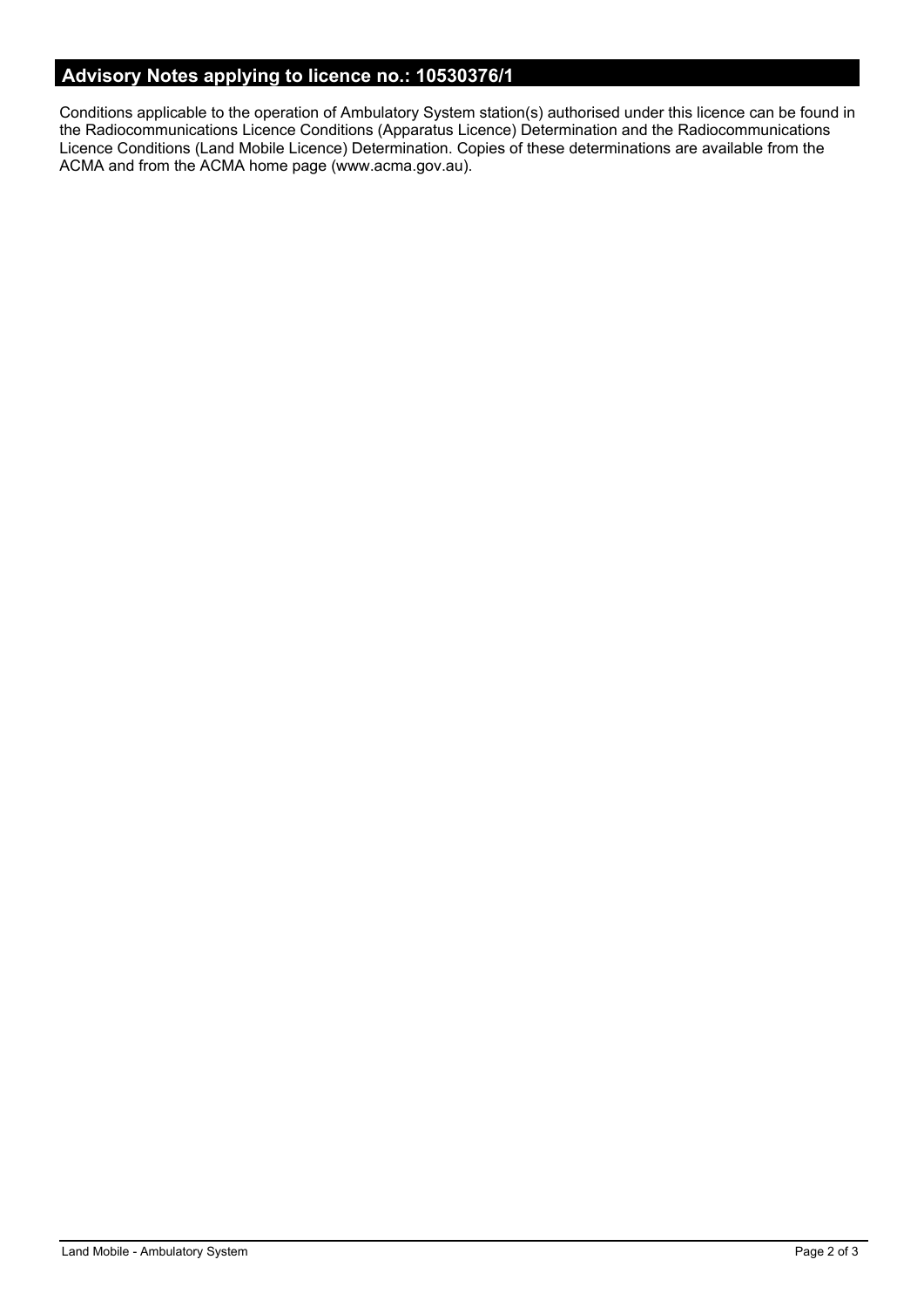## Advisory Notes applying to licence no.: 10530376/1

Conditions applicable to the operation of Ambulatory System station(s) authorised under this licence can be found in the Radiocommunications Licence Conditions (Apparatus Licence) Determination and the Radiocommunications Licence Conditions (Land Mobile Licence) Determination. Copies of these determinations are available from the ACMA and from the ACMA home page (www.acma.gov.au).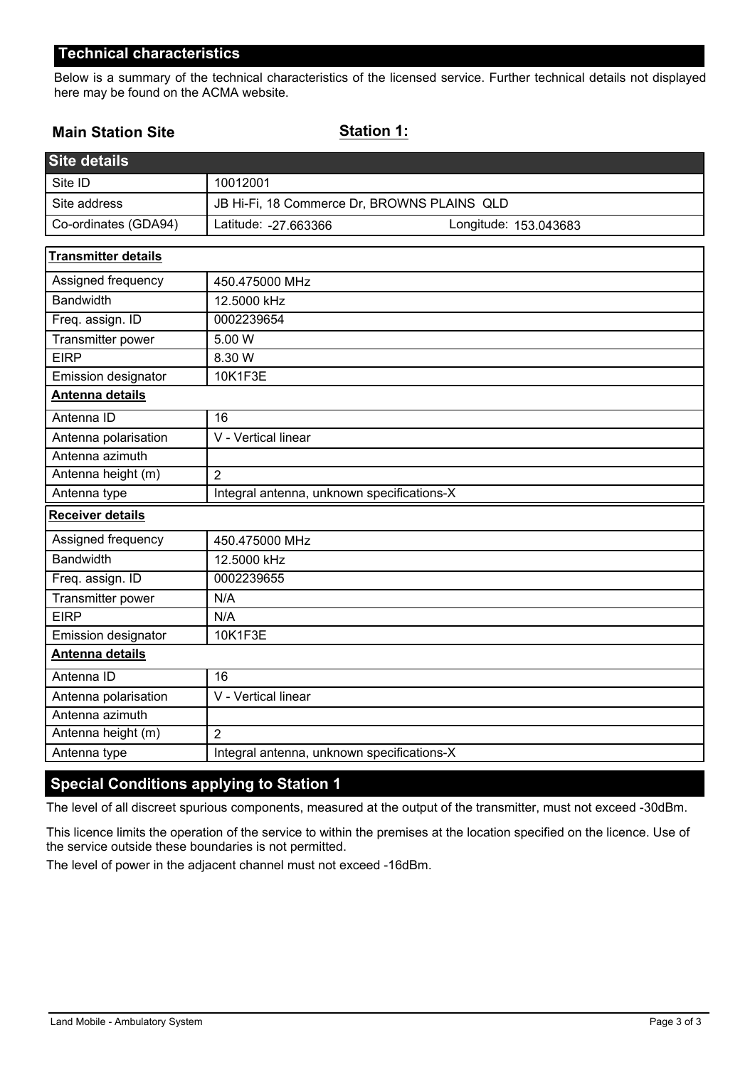## Technical characteristics

Below is a summary of the technical characteristics of the licensed service. Further technical details not displayed here may be found on the ACMA website.

**Main Station Site** **Station 1:**

| Site details | | |
|---|---|---|
| Site ID | 10012001 | |
| Site address | JB Hi-Fi, 18 Commerce Dr, BROWNS PLAINS QLD | |
| Co-ordinates (GDA94) | Latitude: -27.663366 | Longitude: 153.043683 |

| Transmitter details | |
|---|---|
| Assigned frequency | 450.475000 MHz |
| Bandwidth | 12.5000 kHz |
| Freq. assign. ID | 0002239654 |
| Transmitter power | 5.00 W |
| EIRP | 8.30 W |
| Emission designator | 10K1F3E |
| **Antenna details** | |
| Antenna ID | 16 |
| Antenna polarisation | V - Vertical linear |
| Antenna azimuth | |
| Antenna height (m) | 2 |
| Antenna type | Integral antenna, unknown specifications-X |
| **Receiver details** | |
| Assigned frequency | 450.475000 MHz |
| Bandwidth | 12.5000 kHz |
| Freq. assign. ID | 0002239655 |
| Transmitter power | N/A |
| EIRP | N/A |
| Emission designator | 10K1F3E |
| **Antenna details** | |
| Antenna ID | 16 |
| Antenna polarisation | V - Vertical linear |
| Antenna azimuth | |
| Antenna height (m) | 2 |
| Antenna type | Integral antenna, unknown specifications-X |

## Special Conditions applying to Station 1

The level of all discreet spurious components, measured at the output of the transmitter, must not exceed -30dBm.

This licence limits the operation of the service to within the premises at the location specified on the licence. Use of the service outside these boundaries is not permitted.

The level of power in the adjacent channel must not exceed -16dBm.